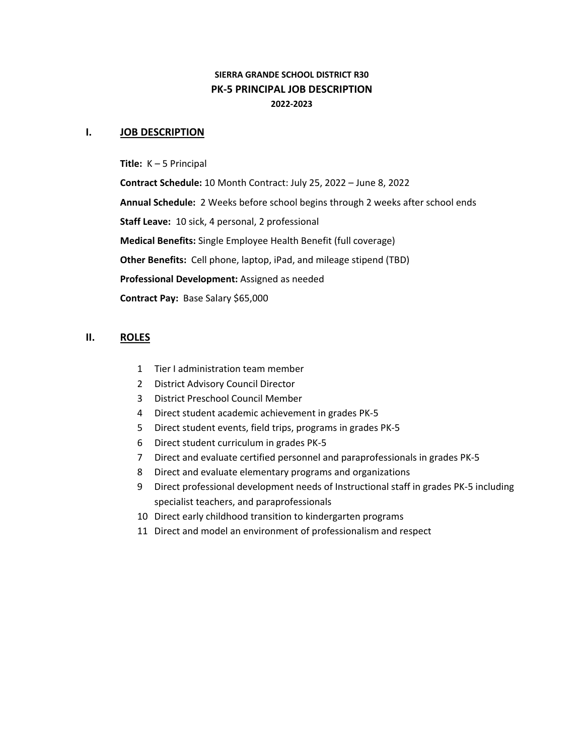**SIERRA GRANDE SCHOOL DISTRICT R30**

**PK-5 PRINCIPAL JOB DESCRIPTION**

**2022-2023**

## I. JOB DESCRIPTION

**Title:** K – 5 Principal

**Contract Schedule:** 10 Month Contract: July 25, 2022 – June 8, 2022

**Annual Schedule:** 2 Weeks before school begins through 2 weeks after school ends

**Staff Leave:** 10 sick, 4 personal, 2 professional

**Medical Benefits:** Single Employee Health Benefit (full coverage)

**Other Benefits:** Cell phone, laptop, iPad, and mileage stipend (TBD)

**Professional Development:** Assigned as needed

**Contract Pay:** Base Salary $65,000

## II. ROLES

1. Tier I administration team member
2. District Advisory Council Director
3. District Preschool Council Member
4. Direct student academic achievement in grades PK-5
5. Direct student events, field trips, programs in grades PK-5
6. Direct student curriculum in grades PK-5
7. Direct and evaluate certified personnel and paraprofessionals in grades PK-5
8. Direct and evaluate elementary programs and organizations
9. Direct professional development needs of Instructional staff in grades PK-5 including specialist teachers, and paraprofessionals
10. Direct early childhood transition to kindergarten programs
11. Direct and model an environment of professionalism and respect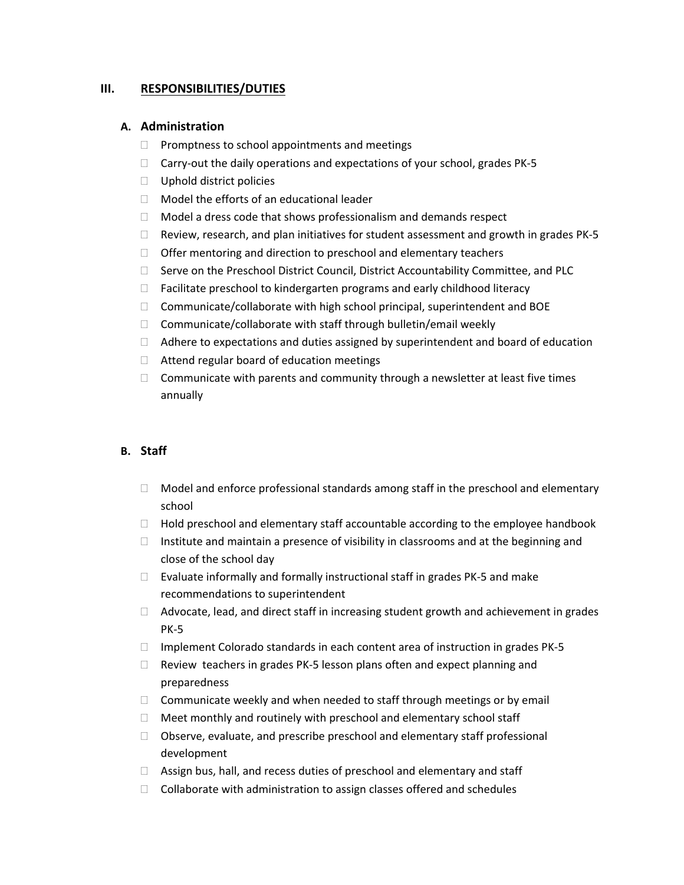## III. RESPONSIBILITIES/DUTIES

### A. Administration

- Promptness to school appointments and meetings
- Carry-out the daily operations and expectations of your school, grades PK-5
- Uphold district policies
- Model the efforts of an educational leader
- Model a dress code that shows professionalism and demands respect
- Review, research, and plan initiatives for student assessment and growth in grades PK-5
- Offer mentoring and direction to preschool and elementary teachers
- Serve on the Preschool District Council, District Accountability Committee, and PLC
- Facilitate preschool to kindergarten programs and early childhood literacy
- Communicate/collaborate with high school principal, superintendent and BOE
- Communicate/collaborate with staff through bulletin/email weekly
- Adhere to expectations and duties assigned by superintendent and board of education
- Attend regular board of education meetings
- Communicate with parents and community through a newsletter at least five times annually

### B. Staff

- Model and enforce professional standards among staff in the preschool and elementary school
- Hold preschool and elementary staff accountable according to the employee handbook
- Institute and maintain a presence of visibility in classrooms and at the beginning and close of the school day
- Evaluate informally and formally instructional staff in grades PK-5 and make recommendations to superintendent
- Advocate, lead, and direct staff in increasing student growth and achievement in grades PK-5
- Implement Colorado standards in each content area of instruction in grades PK-5
- Review teachers in grades PK-5 lesson plans often and expect planning and preparedness
- Communicate weekly and when needed to staff through meetings or by email
- Meet monthly and routinely with preschool and elementary school staff
- Observe, evaluate, and prescribe preschool and elementary staff professional development
- Assign bus, hall, and recess duties of preschool and elementary and staff
- Collaborate with administration to assign classes offered and schedules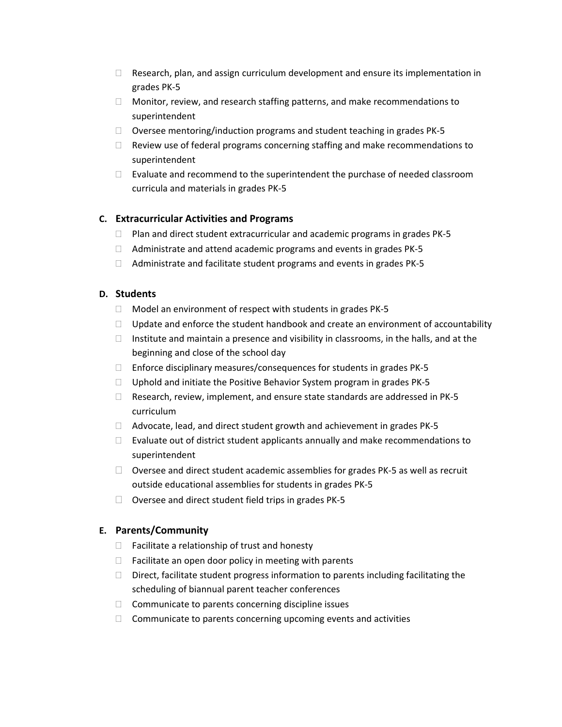- Research, plan, and assign curriculum development and ensure its implementation in grades PK-5
- Monitor, review, and research staffing patterns, and make recommendations to superintendent
- Oversee mentoring/induction programs and student teaching in grades PK-5
- Review use of federal programs concerning staffing and make recommendations to superintendent
- Evaluate and recommend to the superintendent the purchase of needed classroom curricula and materials in grades PK-5

### C. Extracurricular Activities and Programs

- Plan and direct student extracurricular and academic programs in grades PK-5
- Administrate and attend academic programs and events in grades PK-5
- Administrate and facilitate student programs and events in grades PK-5

### D. Students

- Model an environment of respect with students in grades PK-5
- Update and enforce the student handbook and create an environment of accountability
- Institute and maintain a presence and visibility in classrooms, in the halls, and at the beginning and close of the school day
- Enforce disciplinary measures/consequences for students in grades PK-5
- Uphold and initiate the Positive Behavior System program in grades PK-5
- Research, review, implement, and ensure state standards are addressed in PK-5 curriculum
- Advocate, lead, and direct student growth and achievement in grades PK-5
- Evaluate out of district student applicants annually and make recommendations to superintendent
- Oversee and direct student academic assemblies for grades PK-5 as well as recruit outside educational assemblies for students in grades PK-5
- Oversee and direct student field trips in grades PK-5

### E. Parents/Community

- Facilitate a relationship of trust and honesty
- Facilitate an open door policy in meeting with parents
- Direct, facilitate student progress information to parents including facilitating the scheduling of biannual parent teacher conferences
- Communicate to parents concerning discipline issues
- Communicate to parents concerning upcoming events and activities